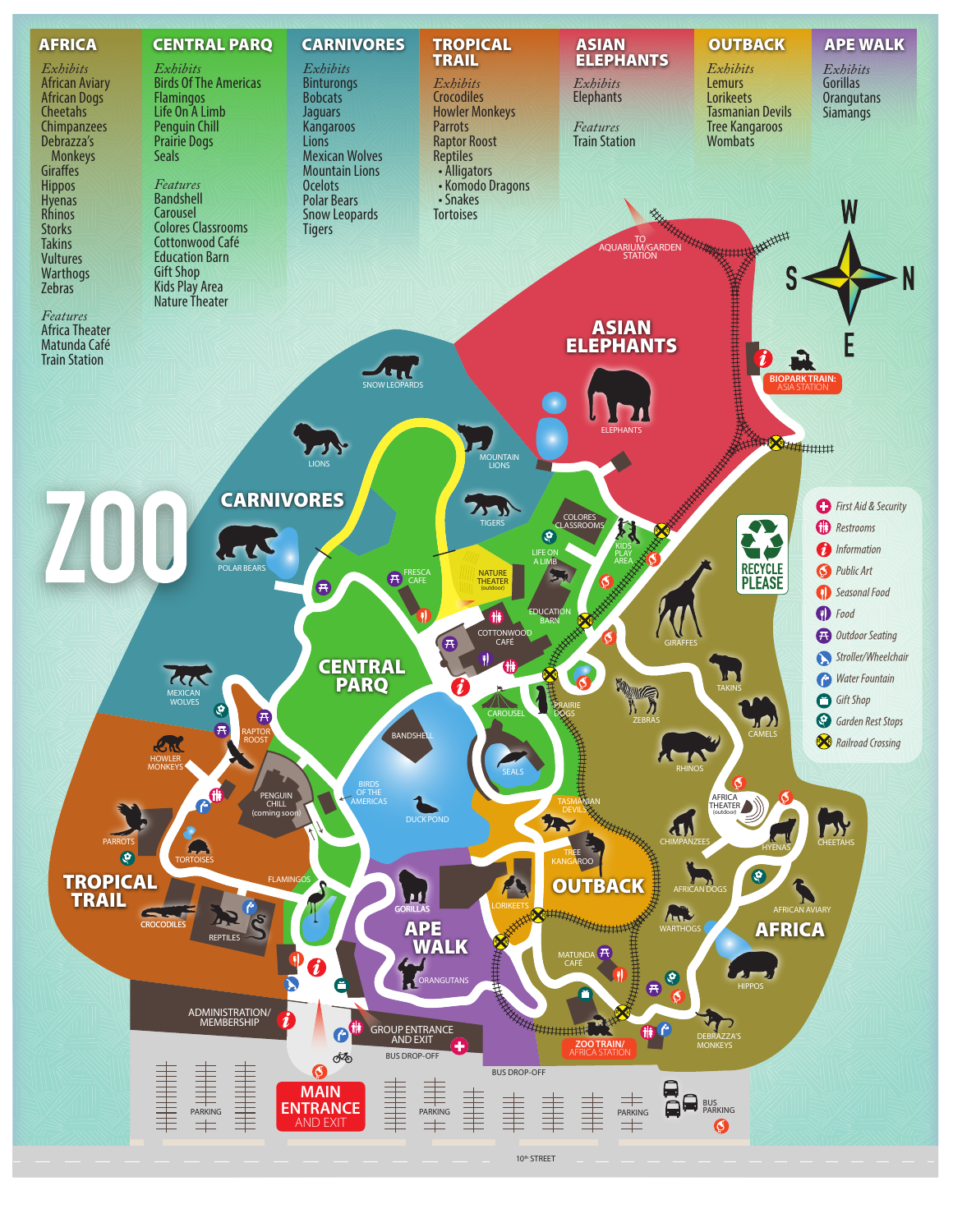# ZOO

## AFRICA

*Exhibits*
- African Aviary
- African Dogs
- Cheetahs
- Chimpanzees
- Debrazza's Monkeys
- Giraffes
- Hippos
- Hyenas
- Rhinos
- Storks
- Takins
- Vultures
- Warthogs
- Zebras

*Features*
- Africa Theater
- Matunda Café
- Train Station

## CENTRAL PARQ

*Exhibits*
- Birds Of The Americas
- Flamingos
- Life On A Limb
- Penguin Chill
- Prairie Dogs
- Seals

*Features*
- Bandshell
- Carousel
- Colores Classrooms
- Cottonwood Café
- Education Barn
- Gift Shop
- Kids Play Area
- Nature Theater

## CARNIVORES

*Exhibits*
- Binturongs
- Bobcats
- Jaguars
- Kangaroos
- Lions
- Mexican Wolves
- Mountain Lions
- Ocelots
- Polar Bears
- Snow Leopards
- Tigers

## TROPICAL TRAIL

*Exhibits*
- Crocodiles
- Howler Monkeys
- Parrots
- Raptor Roost
- Reptiles
  - Alligators
  - Komodo Dragons
  - Snakes
- Tortoises

## ASIAN ELEPHANTS

*Exhibits*
- Elephants

*Features*
- Train Station

## OUTBACK

*Exhibits*
- Lemurs
- Lorikeets
- Tasmanian Devils
- Tree Kangaroos
- Wombats

## APE WALK

*Exhibits*
- Gorillas
- Orangutans
- Siamangs

## Legend

- First Aid & Security
- Restrooms
- Information
- Public Art
- Seasonal Food
- Food
- Outdoor Seating
- Stroller/Wheelchair
- Water Fountain
- Gift Shop
- Garden Rest Stops
- Railroad Crossing

RECYCLE PLEASE

## Map labels

TO AQUARIUM/GARDEN STATION

ASIAN ELEPHANTS: ELEPHANTS; BIOPARK TRAIN: ASIA STATION

CARNIVORES: SNOW LEOPARDS; LIONS; MOUNTAIN LIONS; TIGERS; POLAR BEARS; MEXICAN WOLVES

CENTRAL PARQ: FRESCA CAFE; NATURE THEATER (outdoor); COLORES CLASSROOMS; LIFE ON A LIMB; KIDS PLAY AREA; EDUCATION BARN; COTTONWOOD CAFÉ; CAROUSEL; PRAIRIE DOGS; BANDSHELL; SEALS; BIRDS OF THE AMERICAS; DUCK POND; PENGUIN CHILL (coming soon); FLAMINGOS

TROPICAL TRAIL: RAPTOR ROOST; HOWLER MONKEYS; PARROTS; TORTOISES; CROCODILES; REPTILES

APE WALK: GORILLAS; ORANGUTANS

OUTBACK: TASMANIAN DEVILS; TREE KANGAROO; LORIKEETS

AFRICA: GIRAFFES; TAKINS; ZEBRAS; CAMELS; RHINOS; AFRICA THEATER (outdoor); CHIMPANZEES; HYENAS; CHEETAHS; AFRICAN DOGS; AFRICAN AVIARY; WARTHOGS; MATUNDA CAFÉ; HIPPOS; DEBRAZZA'S MONKEYS; ZOO TRAIN/ AFRICA STATION

ADMINISTRATION/ MEMBERSHIP

GROUP ENTRANCE AND EXIT

MAIN ENTRANCE AND EXIT

BUS DROP-OFF

BUS DROP-OFF

PARKING

PARKING

PARKING

BUS PARKING

10th STREET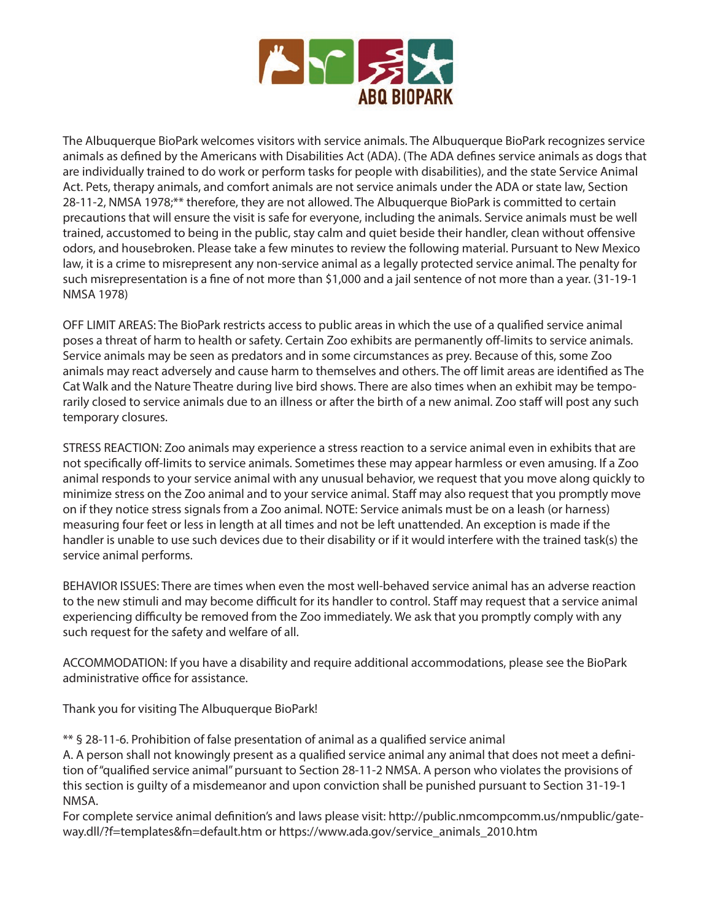ABQ BIOPARK

The Albuquerque BioPark welcomes visitors with service animals. The Albuquerque BioPark recognizes service animals as defined by the Americans with Disabilities Act (ADA). (The ADA defines service animals as dogs that are individually trained to do work or perform tasks for people with disabilities), and the state Service Animal Act. Pets, therapy animals, and comfort animals are not service animals under the ADA or state law, Section 28-11-2, NMSA 1978;** therefore, they are not allowed. The Albuquerque BioPark is committed to certain precautions that will ensure the visit is safe for everyone, including the animals. Service animals must be well trained, accustomed to being in the public, stay calm and quiet beside their handler, clean without offensive odors, and housebroken. Please take a few minutes to review the following material. Pursuant to New Mexico law, it is a crime to misrepresent any non-service animal as a legally protected service animal. The penalty for such misrepresentation is a fine of not more than $1,000 and a jail sentence of not more than a year. (31-19-1 NMSA 1978)

OFF LIMIT AREAS: The BioPark restricts access to public areas in which the use of a qualified service animal poses a threat of harm to health or safety. Certain Zoo exhibits are permanently off-limits to service animals. Service animals may be seen as predators and in some circumstances as prey. Because of this, some Zoo animals may react adversely and cause harm to themselves and others. The off limit areas are identified as The Cat Walk and the Nature Theatre during live bird shows. There are also times when an exhibit may be temporarily closed to service animals due to an illness or after the birth of a new animal. Zoo staff will post any such temporary closures.

STRESS REACTION: Zoo animals may experience a stress reaction to a service animal even in exhibits that are not specifically off-limits to service animals. Sometimes these may appear harmless or even amusing. If a Zoo animal responds to your service animal with any unusual behavior, we request that you move along quickly to minimize stress on the Zoo animal and to your service animal. Staff may also request that you promptly move on if they notice stress signals from a Zoo animal. NOTE: Service animals must be on a leash (or harness) measuring four feet or less in length at all times and not be left unattended. An exception is made if the handler is unable to use such devices due to their disability or if it would interfere with the trained task(s) the service animal performs.

BEHAVIOR ISSUES: There are times when even the most well-behaved service animal has an adverse reaction to the new stimuli and may become difficult for its handler to control. Staff may request that a service animal experiencing difficulty be removed from the Zoo immediately. We ask that you promptly comply with any such request for the safety and welfare of all.

ACCOMMODATION: If you have a disability and require additional accommodations, please see the BioPark administrative office for assistance.

Thank you for visiting The Albuquerque BioPark!

** § 28-11-6. Prohibition of false presentation of animal as a qualified service animal
A. A person shall not knowingly present as a qualified service animal any animal that does not meet a definition of "qualified service animal" pursuant to Section 28-11-2 NMSA. A person who violates the provisions of this section is guilty of a misdemeanor and upon conviction shall be punished pursuant to Section 31-19-1 NMSA.
For complete service animal definition's and laws please visit: http://public.nmcompcomm.us/nmpublic/gateway.dll/?f=templates&fn=default.htm or https://www.ada.gov/service_animals_2010.htm